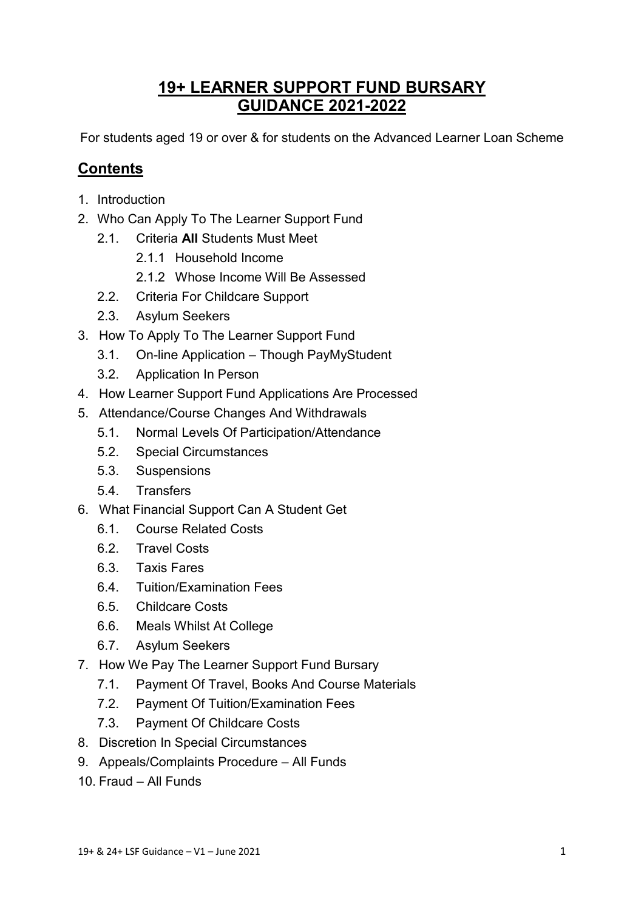# 19+ LEARNER SUPPORT FUND BURSARY GUIDANCE 2021-2022

For students aged 19 or over & for students on the Advanced Learner Loan Scheme

## Contents

1. Introduction
2. Who Can Apply To The Learner Support Fund
    - 2.1. Criteria **All** Students Must Meet
        - 2.1.1 Household Income
        - 2.1.2 Whose Income Will Be Assessed
    - 2.2. Criteria For Childcare Support
    - 2.3. Asylum Seekers
3. How To Apply To The Learner Support Fund
    - 3.1. On-line Application – Though PayMyStudent
    - 3.2. Application In Person
4. How Learner Support Fund Applications Are Processed
5. Attendance/Course Changes And Withdrawals
    - 5.1. Normal Levels Of Participation/Attendance
    - 5.2. Special Circumstances
    - 5.3. Suspensions
    - 5.4. Transfers
6. What Financial Support Can A Student Get
    - 6.1. Course Related Costs
    - 6.2. Travel Costs
    - 6.3. Taxis Fares
    - 6.4. Tuition/Examination Fees
    - 6.5. Childcare Costs
    - 6.6. Meals Whilst At College
    - 6.7. Asylum Seekers
7. How We Pay The Learner Support Fund Bursary
    - 7.1. Payment Of Travel, Books And Course Materials
    - 7.2. Payment Of Tuition/Examination Fees
    - 7.3. Payment Of Childcare Costs
8. Discretion In Special Circumstances
9. Appeals/Complaints Procedure – All Funds
10. Fraud – All Funds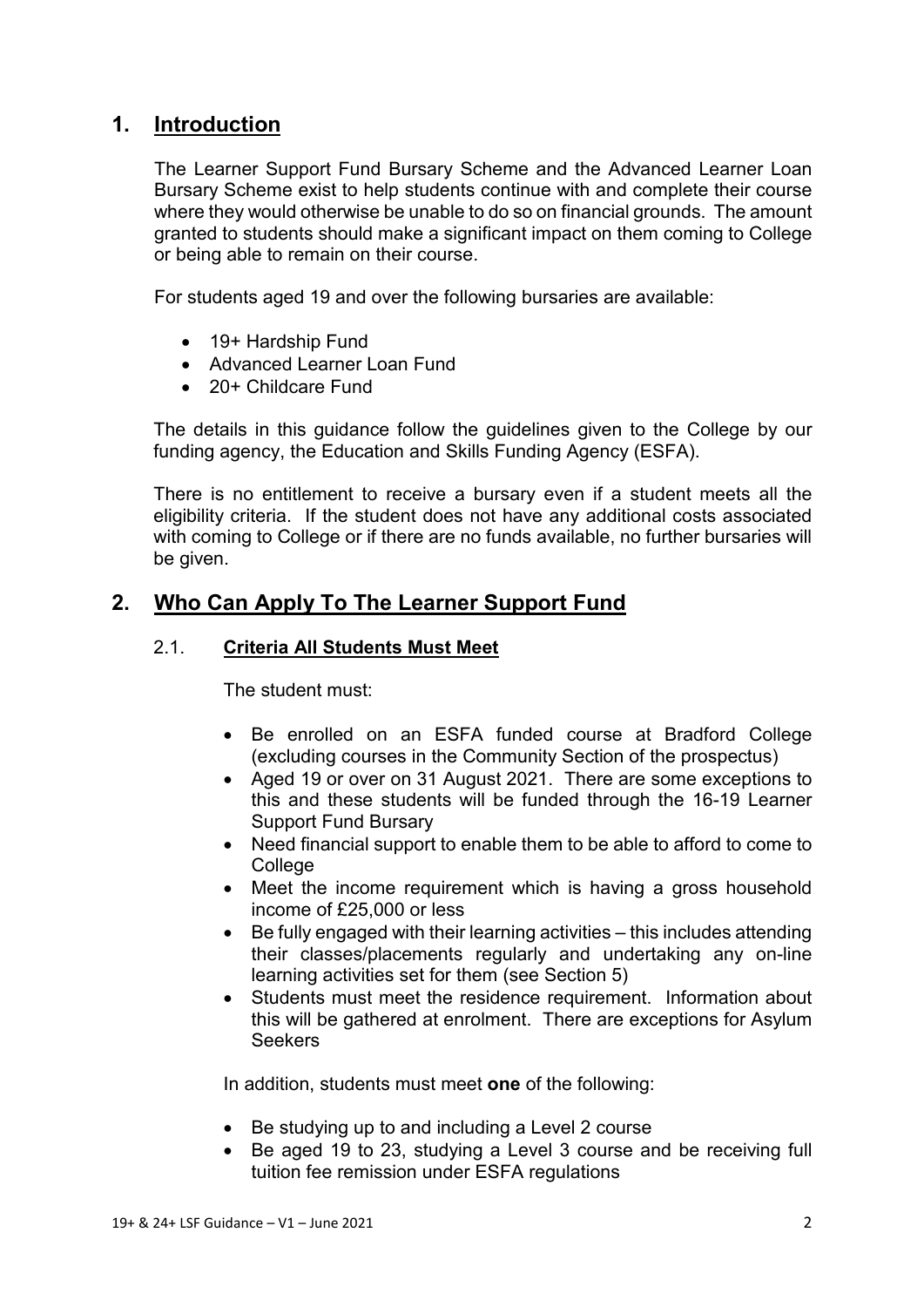## 1. Introduction

The Learner Support Fund Bursary Scheme and the Advanced Learner Loan Bursary Scheme exist to help students continue with and complete their course where they would otherwise be unable to do so on financial grounds. The amount granted to students should make a significant impact on them coming to College or being able to remain on their course.

For students aged 19 and over the following bursaries are available:

- 19+ Hardship Fund
- Advanced Learner Loan Fund
- 20+ Childcare Fund

The details in this guidance follow the guidelines given to the College by our funding agency, the Education and Skills Funding Agency (ESFA).

There is no entitlement to receive a bursary even if a student meets all the eligibility criteria. If the student does not have any additional costs associated with coming to College or if there are no funds available, no further bursaries will be given.

## 2. Who Can Apply To The Learner Support Fund

### 2.1. Criteria All Students Must Meet

The student must:

- Be enrolled on an ESFA funded course at Bradford College (excluding courses in the Community Section of the prospectus)
- Aged 19 or over on 31 August 2021. There are some exceptions to this and these students will be funded through the 16-19 Learner Support Fund Bursary
- Need financial support to enable them to be able to afford to come to College
- Meet the income requirement which is having a gross household income of £25,000 or less
- Be fully engaged with their learning activities – this includes attending their classes/placements regularly and undertaking any on-line learning activities set for them (see Section 5)
- Students must meet the residence requirement. Information about this will be gathered at enrolment. There are exceptions for Asylum Seekers

In addition, students must meet **one** of the following:

- Be studying up to and including a Level 2 course
- Be aged 19 to 23, studying a Level 3 course and be receiving full tuition fee remission under ESFA regulations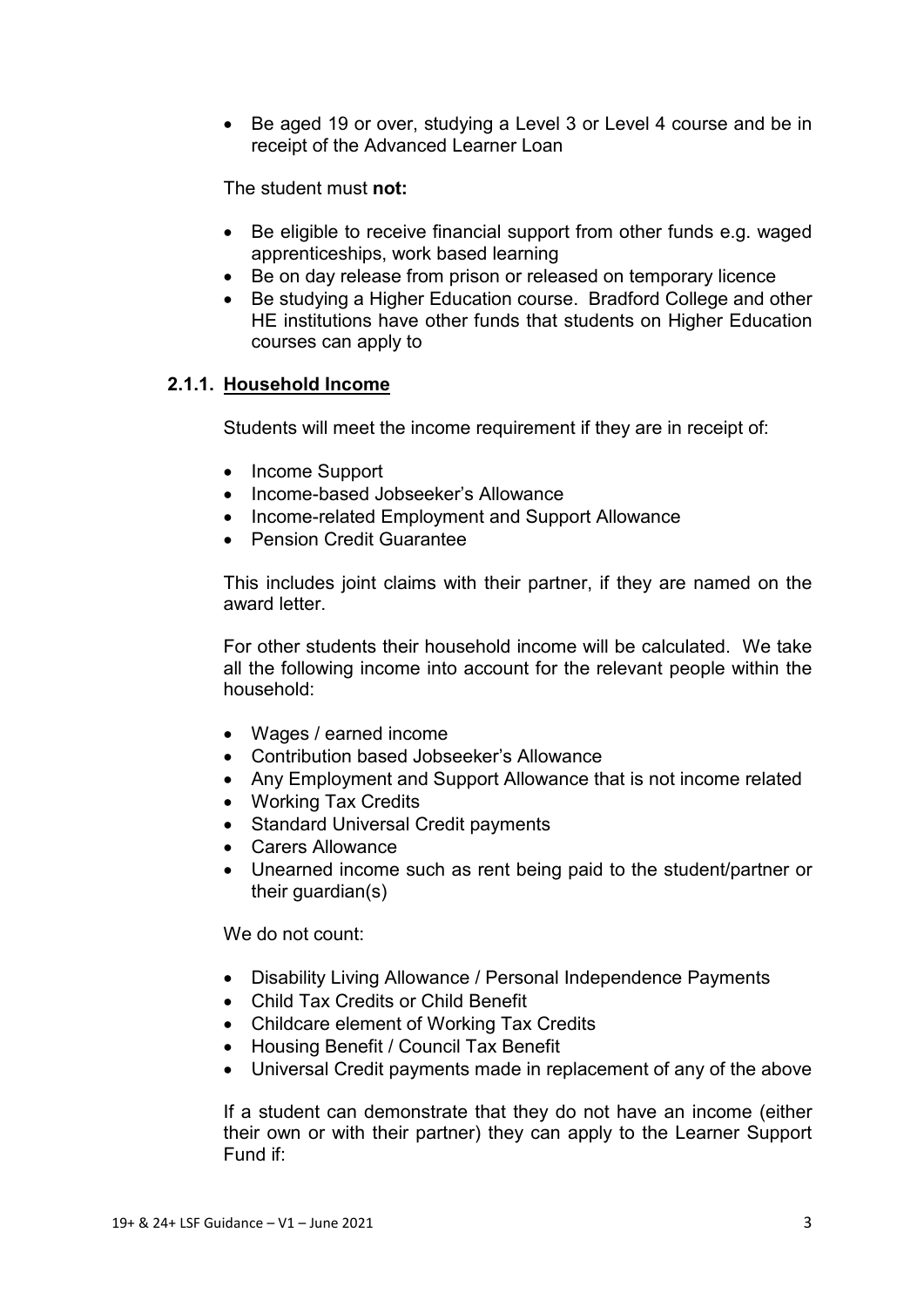- Be aged 19 or over, studying a Level 3 or Level 4 course and be in receipt of the Advanced Learner Loan

The student must **not:**

- Be eligible to receive financial support from other funds e.g. waged apprenticeships, work based learning
- Be on day release from prison or released on temporary licence
- Be studying a Higher Education course. Bradford College and other HE institutions have other funds that students on Higher Education courses can apply to

### 2.1.1. Household Income

Students will meet the income requirement if they are in receipt of:

- Income Support
- Income-based Jobseeker's Allowance
- Income-related Employment and Support Allowance
- Pension Credit Guarantee

This includes joint claims with their partner, if they are named on the award letter.

For other students their household income will be calculated. We take all the following income into account for the relevant people within the household:

- Wages / earned income
- Contribution based Jobseeker's Allowance
- Any Employment and Support Allowance that is not income related
- Working Tax Credits
- Standard Universal Credit payments
- Carers Allowance
- Unearned income such as rent being paid to the student/partner or their guardian(s)

We do not count:

- Disability Living Allowance / Personal Independence Payments
- Child Tax Credits or Child Benefit
- Childcare element of Working Tax Credits
- Housing Benefit / Council Tax Benefit
- Universal Credit payments made in replacement of any of the above

If a student can demonstrate that they do not have an income (either their own or with their partner) they can apply to the Learner Support Fund if: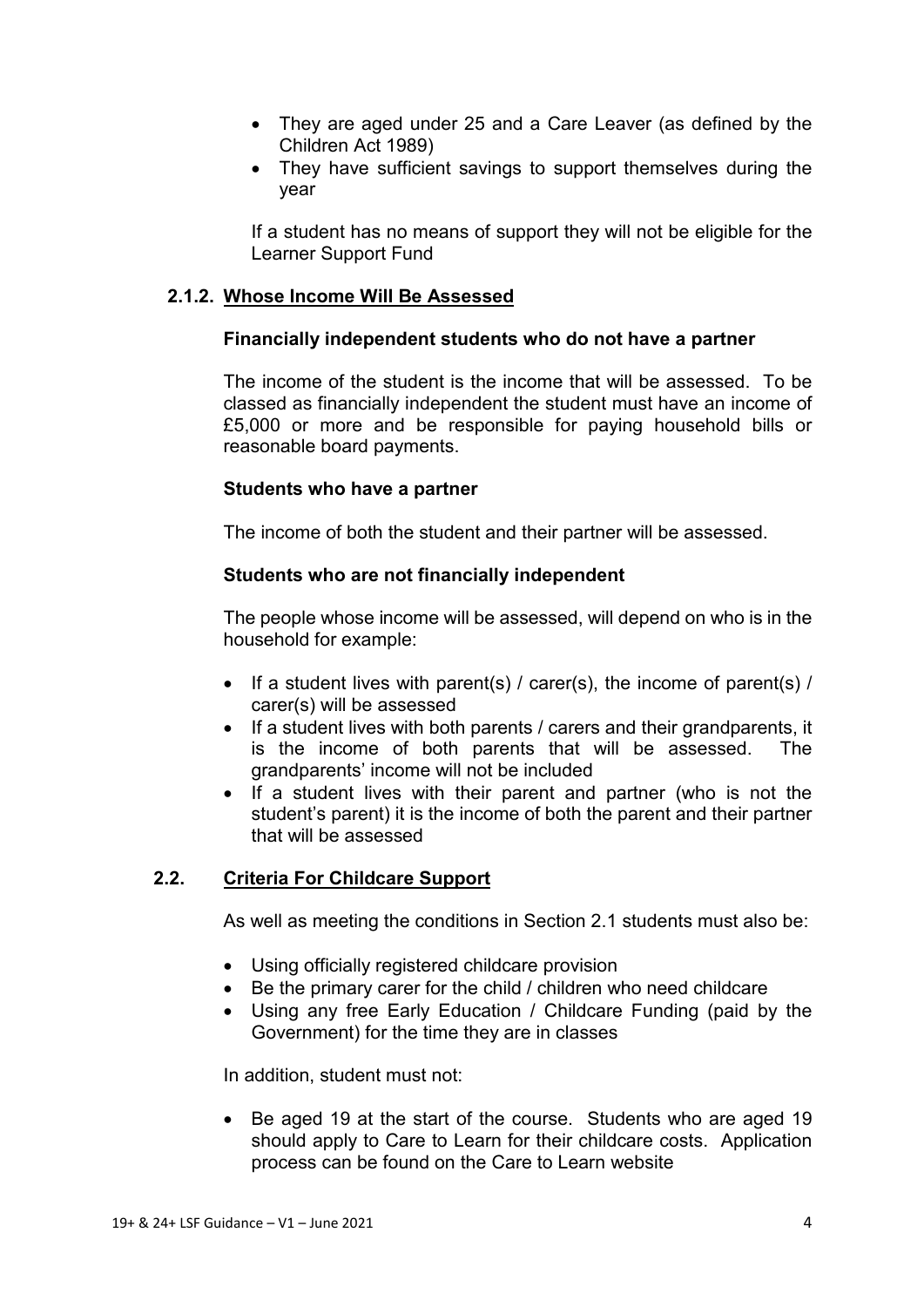- They are aged under 25 and a Care Leaver (as defined by the Children Act 1989)
- They have sufficient savings to support themselves during the year

If a student has no means of support they will not be eligible for the Learner Support Fund

### 2.1.2. Whose Income Will Be Assessed

**Financially independent students who do not have a partner**

The income of the student is the income that will be assessed. To be classed as financially independent the student must have an income of £5,000 or more and be responsible for paying household bills or reasonable board payments.

**Students who have a partner**

The income of both the student and their partner will be assessed.

**Students who are not financially independent**

The people whose income will be assessed, will depend on who is in the household for example:

- If a student lives with parent(s) / carer(s), the income of parent(s) / carer(s) will be assessed
- If a student lives with both parents / carers and their grandparents, it is the income of both parents that will be assessed. The grandparents' income will not be included
- If a student lives with their parent and partner (who is not the student's parent) it is the income of both the parent and their partner that will be assessed

## 2.2. Criteria For Childcare Support

As well as meeting the conditions in Section 2.1 students must also be:

- Using officially registered childcare provision
- Be the primary carer for the child / children who need childcare
- Using any free Early Education / Childcare Funding (paid by the Government) for the time they are in classes

In addition, student must not:

- Be aged 19 at the start of the course. Students who are aged 19 should apply to Care to Learn for their childcare costs. Application process can be found on the Care to Learn website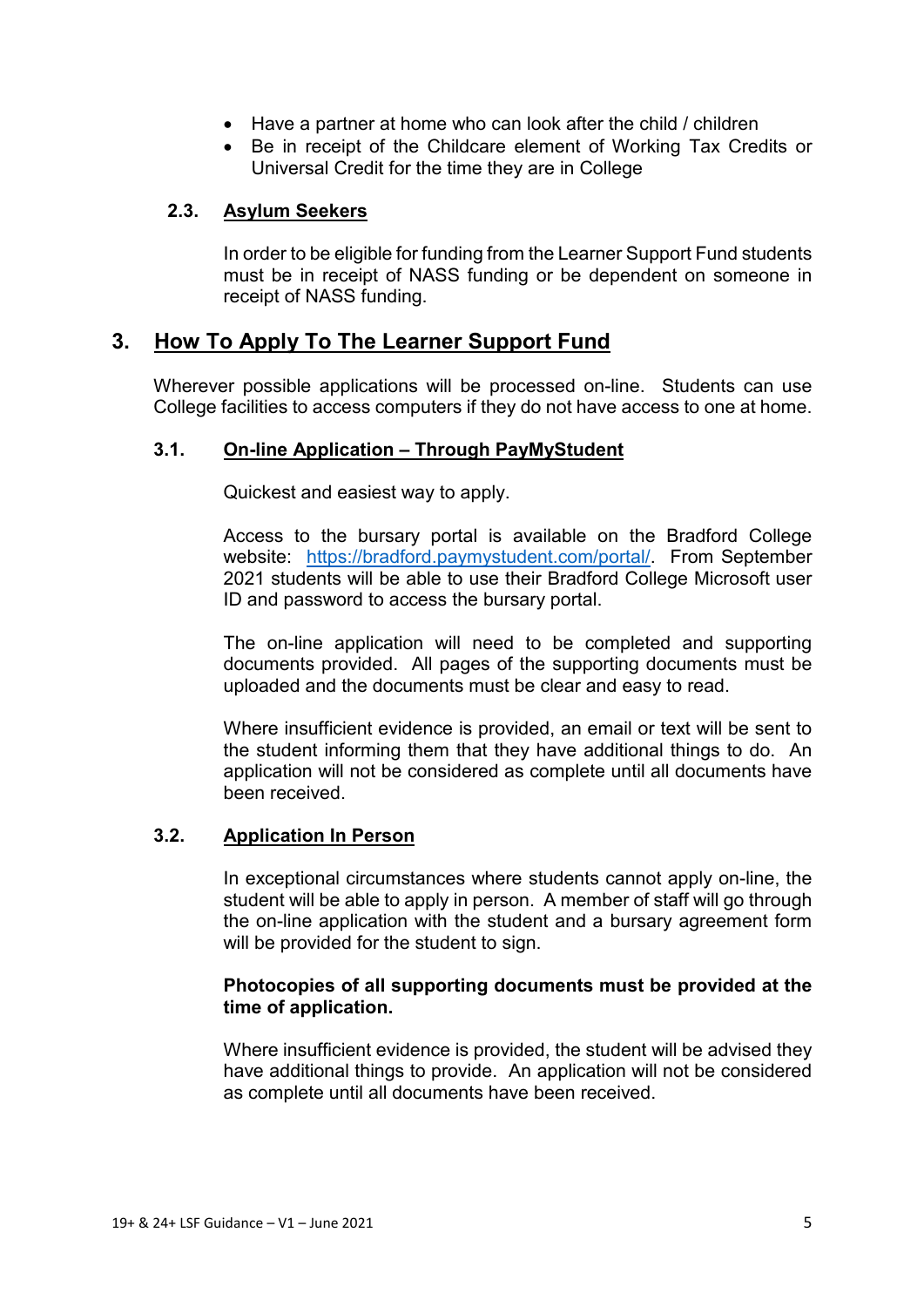- Have a partner at home who can look after the child / children
- Be in receipt of the Childcare element of Working Tax Credits or Universal Credit for the time they are in College

### 2.3. Asylum Seekers

In order to be eligible for funding from the Learner Support Fund students must be in receipt of NASS funding or be dependent on someone in receipt of NASS funding.

## 3. How To Apply To The Learner Support Fund

Wherever possible applications will be processed on-line. Students can use College facilities to access computers if they do not have access to one at home.

### 3.1. On-line Application – Through PayMyStudent

Quickest and easiest way to apply.

Access to the bursary portal is available on the Bradford College website: https://bradford.paymystudent.com/portal/. From September 2021 students will be able to use their Bradford College Microsoft user ID and password to access the bursary portal.

The on-line application will need to be completed and supporting documents provided. All pages of the supporting documents must be uploaded and the documents must be clear and easy to read.

Where insufficient evidence is provided, an email or text will be sent to the student informing them that they have additional things to do. An application will not be considered as complete until all documents have been received.

### 3.2. Application In Person

In exceptional circumstances where students cannot apply on-line, the student will be able to apply in person. A member of staff will go through the on-line application with the student and a bursary agreement form will be provided for the student to sign.

**Photocopies of all supporting documents must be provided at the time of application.**

Where insufficient evidence is provided, the student will be advised they have additional things to provide. An application will not be considered as complete until all documents have been received.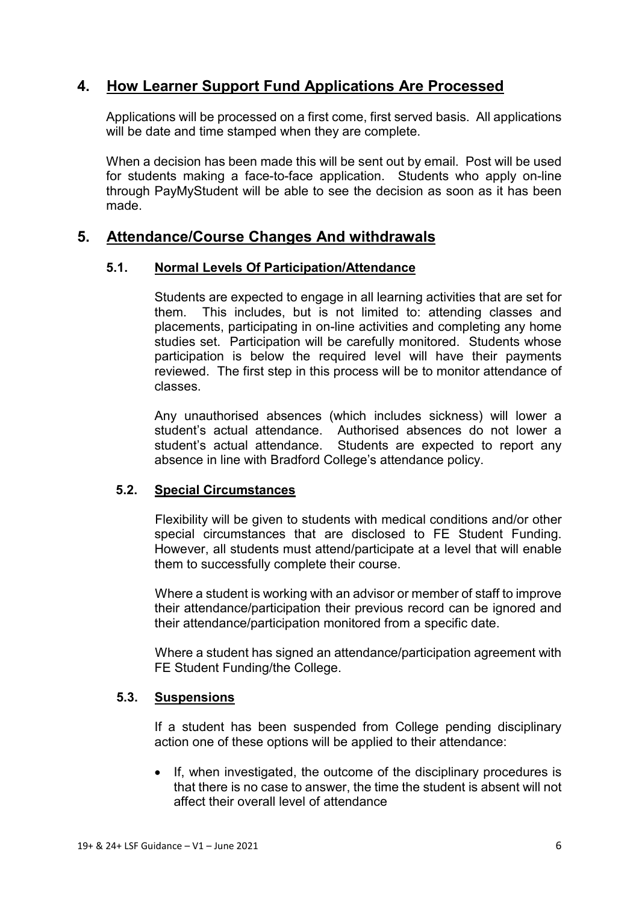## 4. How Learner Support Fund Applications Are Processed

Applications will be processed on a first come, first served basis. All applications will be date and time stamped when they are complete.

When a decision has been made this will be sent out by email. Post will be used for students making a face-to-face application. Students who apply on-line through PayMyStudent will be able to see the decision as soon as it has been made.

## 5. Attendance/Course Changes And withdrawals

### 5.1. Normal Levels Of Participation/Attendance

Students are expected to engage in all learning activities that are set for them. This includes, but is not limited to: attending classes and placements, participating in on-line activities and completing any home studies set. Participation will be carefully monitored. Students whose participation is below the required level will have their payments reviewed. The first step in this process will be to monitor attendance of classes.

Any unauthorised absences (which includes sickness) will lower a student's actual attendance. Authorised absences do not lower a student's actual attendance. Students are expected to report any absence in line with Bradford College's attendance policy.

### 5.2. Special Circumstances

Flexibility will be given to students with medical conditions and/or other special circumstances that are disclosed to FE Student Funding. However, all students must attend/participate at a level that will enable them to successfully complete their course.

Where a student is working with an advisor or member of staff to improve their attendance/participation their previous record can be ignored and their attendance/participation monitored from a specific date.

Where a student has signed an attendance/participation agreement with FE Student Funding/the College.

### 5.3. Suspensions

If a student has been suspended from College pending disciplinary action one of these options will be applied to their attendance:

- If, when investigated, the outcome of the disciplinary procedures is that there is no case to answer, the time the student is absent will not affect their overall level of attendance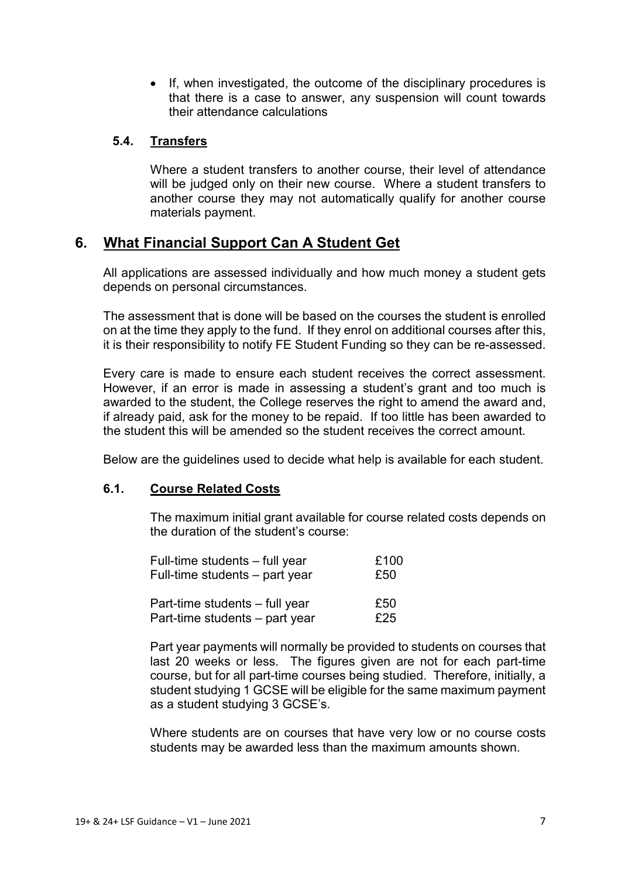- If, when investigated, the outcome of the disciplinary procedures is that there is a case to answer, any suspension will count towards their attendance calculations

### 5.4. Transfers

Where a student transfers to another course, their level of attendance will be judged only on their new course. Where a student transfers to another course they may not automatically qualify for another course materials payment.

## 6. What Financial Support Can A Student Get

All applications are assessed individually and how much money a student gets depends on personal circumstances.

The assessment that is done will be based on the courses the student is enrolled on at the time they apply to the fund. If they enrol on additional courses after this, it is their responsibility to notify FE Student Funding so they can be re-assessed.

Every care is made to ensure each student receives the correct assessment. However, if an error is made in assessing a student's grant and too much is awarded to the student, the College reserves the right to amend the award and, if already paid, ask for the money to be repaid. If too little has been awarded to the student this will be amended so the student receives the correct amount.

Below are the guidelines used to decide what help is available for each student.

### 6.1. Course Related Costs

The maximum initial grant available for course related costs depends on the duration of the student's course:

| | |
|---|---|
| Full-time students – full year | £100 |
| Full-time students – part year | £50 |
| Part-time students – full year | £50 |
| Part-time students – part year | £25 |

Part year payments will normally be provided to students on courses that last 20 weeks or less. The figures given are not for each part-time course, but for all part-time courses being studied. Therefore, initially, a student studying 1 GCSE will be eligible for the same maximum payment as a student studying 3 GCSE's.

Where students are on courses that have very low or no course costs students may be awarded less than the maximum amounts shown.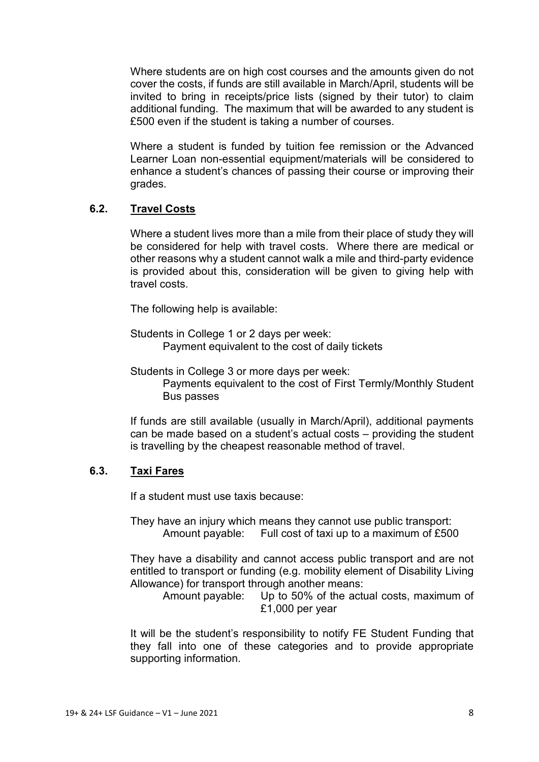Where students are on high cost courses and the amounts given do not cover the costs, if funds are still available in March/April, students will be invited to bring in receipts/price lists (signed by their tutor) to claim additional funding. The maximum that will be awarded to any student is £500 even if the student is taking a number of courses.

Where a student is funded by tuition fee remission or the Advanced Learner Loan non-essential equipment/materials will be considered to enhance a student's chances of passing their course or improving their grades.

### 6.2. Travel Costs

Where a student lives more than a mile from their place of study they will be considered for help with travel costs. Where there are medical or other reasons why a student cannot walk a mile and third-party evidence is provided about this, consideration will be given to giving help with travel costs.

The following help is available:

Students in College 1 or 2 days per week:
: Payment equivalent to the cost of daily tickets

Students in College 3 or more days per week:
: Payments equivalent to the cost of First Termly/Monthly Student Bus passes

If funds are still available (usually in March/April), additional payments can be made based on a student's actual costs – providing the student is travelling by the cheapest reasonable method of travel.

### 6.3. Taxi Fares

If a student must use taxis because:

They have an injury which means they cannot use public transport:
: Amount payable: Full cost of taxi up to a maximum of £500

They have a disability and cannot access public transport and are not entitled to transport or funding (e.g. mobility element of Disability Living Allowance) for transport through another means:
: Amount payable: Up to 50% of the actual costs, maximum of £1,000 per year

It will be the student's responsibility to notify FE Student Funding that they fall into one of these categories and to provide appropriate supporting information.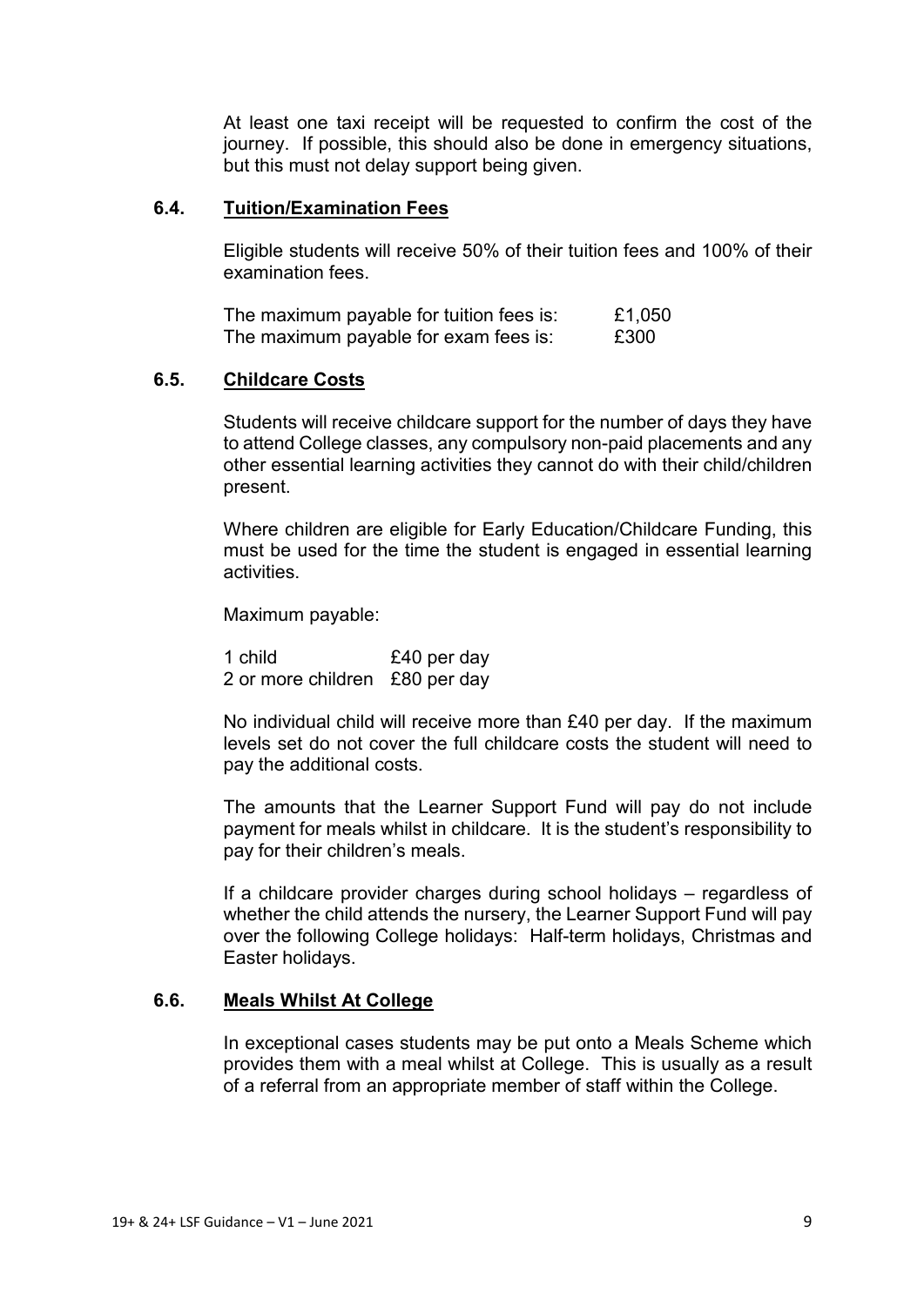At least one taxi receipt will be requested to confirm the cost of the journey. If possible, this should also be done in emergency situations, but this must not delay support being given.

### 6.4. Tuition/Examination Fees

Eligible students will receive 50% of their tuition fees and 100% of their examination fees.

| | |
|---|---|
| The maximum payable for tuition fees is: | £1,050 |
| The maximum payable for exam fees is: | £300 |

### 6.5. Childcare Costs

Students will receive childcare support for the number of days they have to attend College classes, any compulsory non-paid placements and any other essential learning activities they cannot do with their child/children present.

Where children are eligible for Early Education/Childcare Funding, this must be used for the time the student is engaged in essential learning activities.

Maximum payable:

| | |
|---|---|
| 1 child | £40 per day |
| 2 or more children | £80 per day |

No individual child will receive more than £40 per day. If the maximum levels set do not cover the full childcare costs the student will need to pay the additional costs.

The amounts that the Learner Support Fund will pay do not include payment for meals whilst in childcare. It is the student's responsibility to pay for their children's meals.

If a childcare provider charges during school holidays – regardless of whether the child attends the nursery, the Learner Support Fund will pay over the following College holidays: Half-term holidays, Christmas and Easter holidays.

### 6.6. Meals Whilst At College

In exceptional cases students may be put onto a Meals Scheme which provides them with a meal whilst at College. This is usually as a result of a referral from an appropriate member of staff within the College.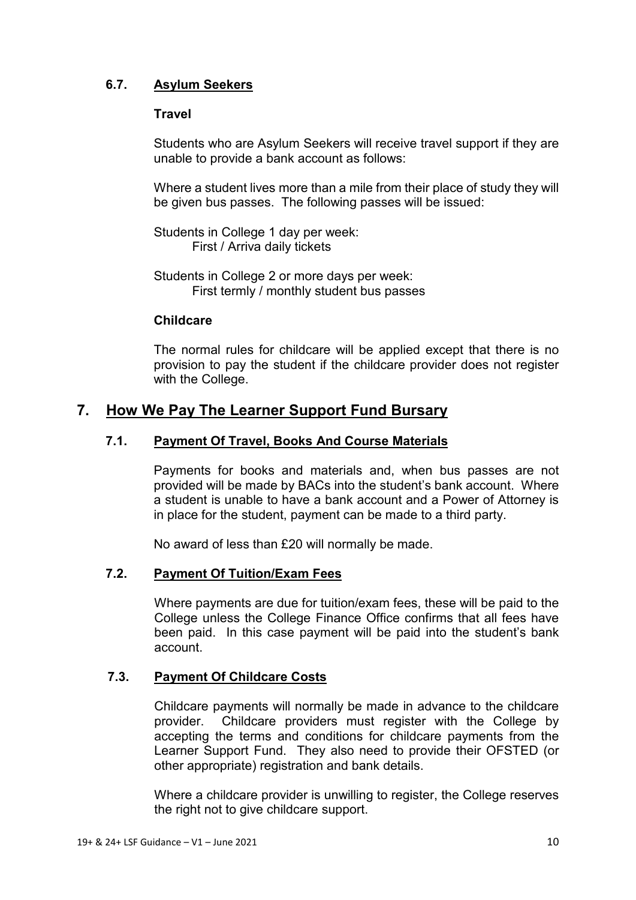### 6.7. Asylum Seekers

**Travel**

Students who are Asylum Seekers will receive travel support if they are unable to provide a bank account as follows:

Where a student lives more than a mile from their place of study they will be given bus passes. The following passes will be issued:

Students in College 1 day per week:
First / Arriva daily tickets

Students in College 2 or more days per week:
First termly / monthly student bus passes

**Childcare**

The normal rules for childcare will be applied except that there is no provision to pay the student if the childcare provider does not register with the College.

## 7. How We Pay The Learner Support Fund Bursary

### 7.1. Payment Of Travel, Books And Course Materials

Payments for books and materials and, when bus passes are not provided will be made by BACs into the student's bank account. Where a student is unable to have a bank account and a Power of Attorney is in place for the student, payment can be made to a third party.

No award of less than £20 will normally be made.

### 7.2. Payment Of Tuition/Exam Fees

Where payments are due for tuition/exam fees, these will be paid to the College unless the College Finance Office confirms that all fees have been paid. In this case payment will be paid into the student's bank account.

### 7.3. Payment Of Childcare Costs

Childcare payments will normally be made in advance to the childcare provider. Childcare providers must register with the College by accepting the terms and conditions for childcare payments from the Learner Support Fund. They also need to provide their OFSTED (or other appropriate) registration and bank details.

Where a childcare provider is unwilling to register, the College reserves the right not to give childcare support.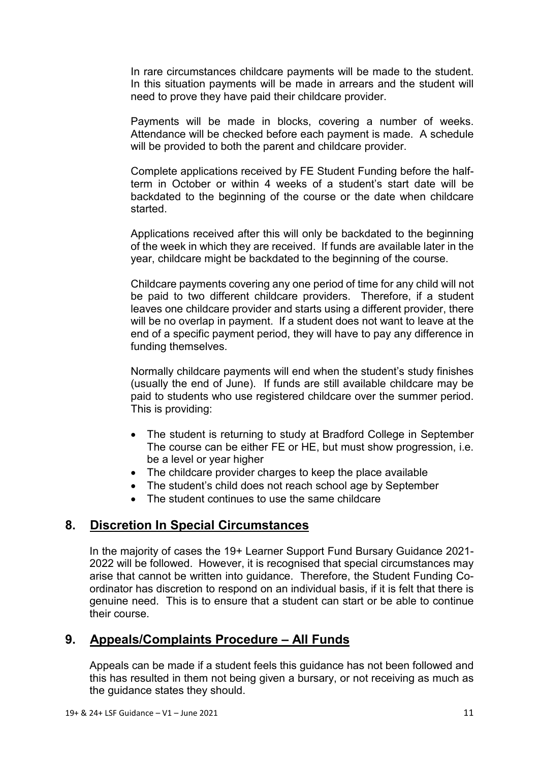In rare circumstances childcare payments will be made to the student. In this situation payments will be made in arrears and the student will need to prove they have paid their childcare provider.

Payments will be made in blocks, covering a number of weeks. Attendance will be checked before each payment is made. A schedule will be provided to both the parent and childcare provider.

Complete applications received by FE Student Funding before the half-term in October or within 4 weeks of a student's start date will be backdated to the beginning of the course or the date when childcare started.

Applications received after this will only be backdated to the beginning of the week in which they are received. If funds are available later in the year, childcare might be backdated to the beginning of the course.

Childcare payments covering any one period of time for any child will not be paid to two different childcare providers. Therefore, if a student leaves one childcare provider and starts using a different provider, there will be no overlap in payment. If a student does not want to leave at the end of a specific payment period, they will have to pay any difference in funding themselves.

Normally childcare payments will end when the student's study finishes (usually the end of June). If funds are still available childcare may be paid to students who use registered childcare over the summer period. This is providing:

- The student is returning to study at Bradford College in September The course can be either FE or HE, but must show progression, i.e. be a level or year higher
- The childcare provider charges to keep the place available
- The student's child does not reach school age by September
- The student continues to use the same childcare

## 8. Discretion In Special Circumstances

In the majority of cases the 19+ Learner Support Fund Bursary Guidance 2021-2022 will be followed. However, it is recognised that special circumstances may arise that cannot be written into guidance. Therefore, the Student Funding Co-ordinator has discretion to respond on an individual basis, if it is felt that there is genuine need. This is to ensure that a student can start or be able to continue their course.

## 9. Appeals/Complaints Procedure – All Funds

Appeals can be made if a student feels this guidance has not been followed and this has resulted in them not being given a bursary, or not receiving as much as the guidance states they should.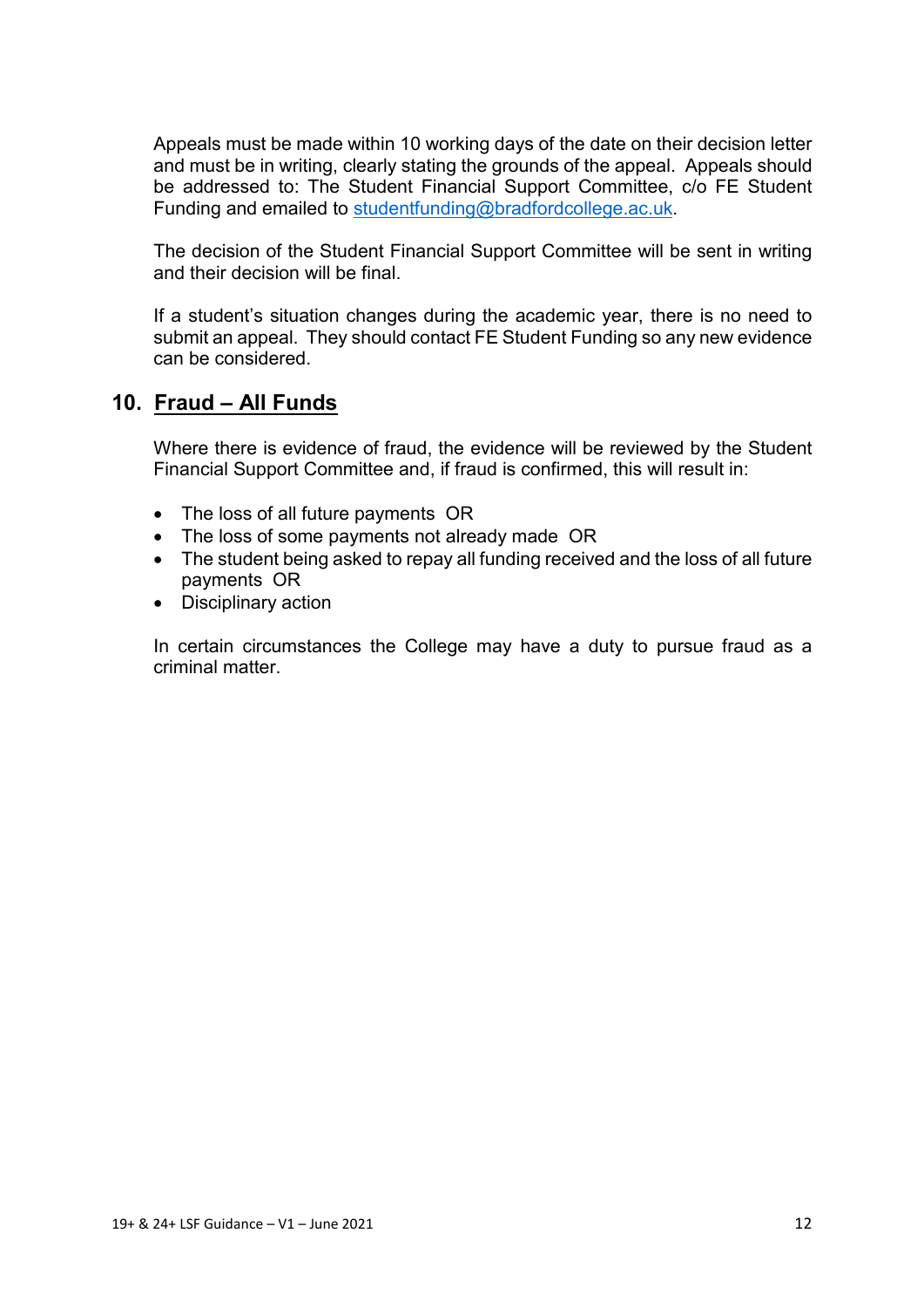Appeals must be made within 10 working days of the date on their decision letter and must be in writing, clearly stating the grounds of the appeal. Appeals should be addressed to: The Student Financial Support Committee, c/o FE Student Funding and emailed to studentfunding@bradfordcollege.ac.uk.

The decision of the Student Financial Support Committee will be sent in writing and their decision will be final.

If a student's situation changes during the academic year, there is no need to submit an appeal. They should contact FE Student Funding so any new evidence can be considered.

## 10. Fraud – All Funds

Where there is evidence of fraud, the evidence will be reviewed by the Student Financial Support Committee and, if fraud is confirmed, this will result in:

- The loss of all future payments OR
- The loss of some payments not already made OR
- The student being asked to repay all funding received and the loss of all future payments OR
- Disciplinary action

In certain circumstances the College may have a duty to pursue fraud as a criminal matter.